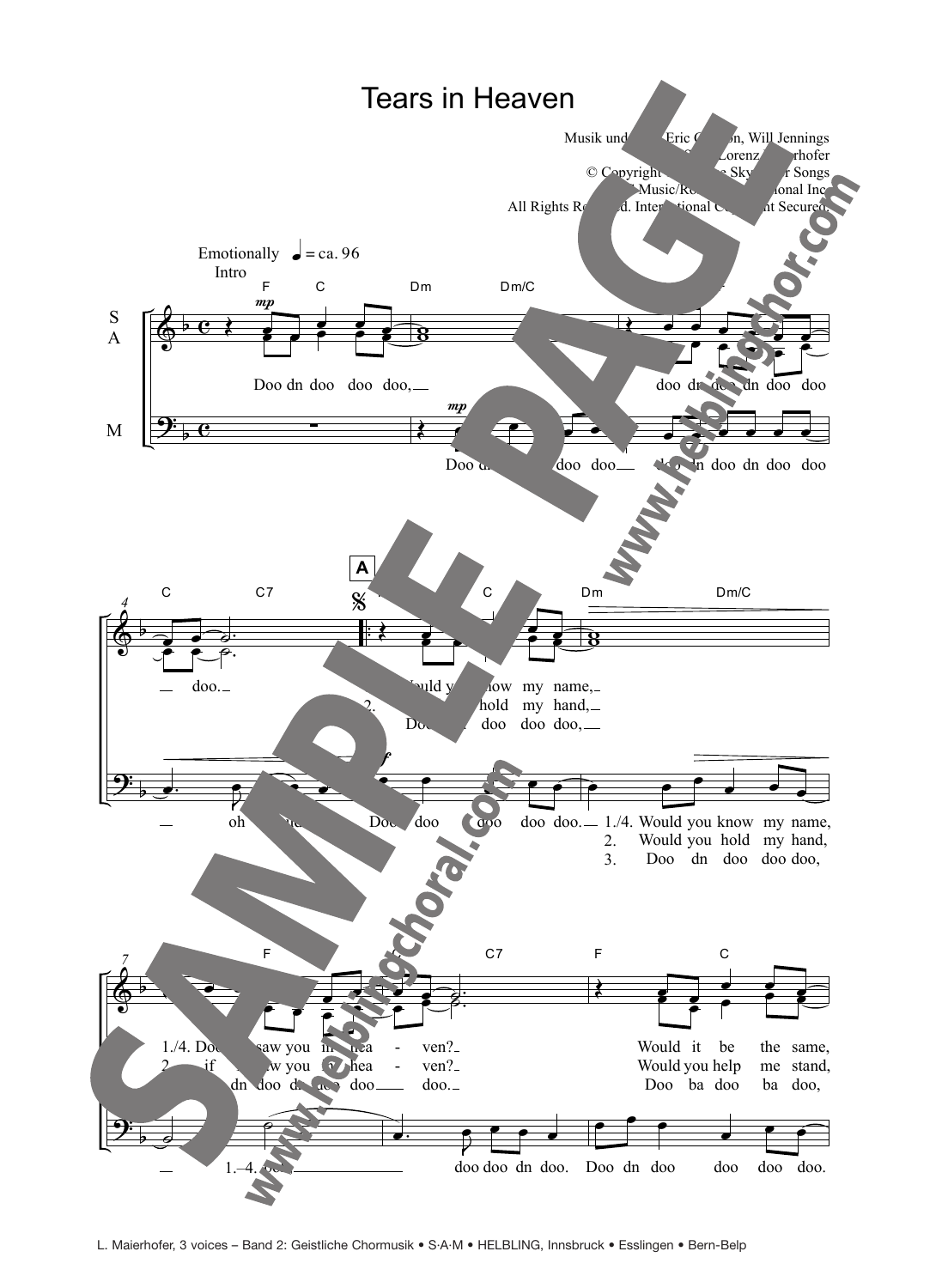# Tears in Heaven

Musik und Text: Eric Clapton, Will Jennings
Satz: Lorenz Maierhofer
© Copyright ... Sky ... Songs
... Music/Rondor International Inc.
All Rights Reserved. International Copyright Secured.

Emotionally ♩ = ca. 96
Intro

S A: Doo dn doo doo doo, — doo dn doo dn doo doo — doo. —

M: Doo dn doo doo doo — doo dn doo dn doo doo — oh — Doo doo doo doo doo.

**A**

S A:
1./4. Would you know my name, —
2. ... hold my hand, —
3. Doo ... doo doo doo, —

M:
1./4. Would you know my name,
2. Would you hold my hand,
3. Doo dn doo doo doo,

S A:
1./4. Doo ... saw you in hea - ven? —
2. ... if ... saw you in hea - ven? —
3. ... dn doo dn doo doo — doo. —

Would it be the same,
Would you help me stand,
Doo ba doo ba doo,

M: — 1.–4. ... — doo doo dn doo. Doo dn doo doo doo doo.

L. Maierhofer, 3 voices – Band 2: Geistliche Chormusik • S·A·M • HELBLING, Innsbruck • Esslingen • Bern-Belp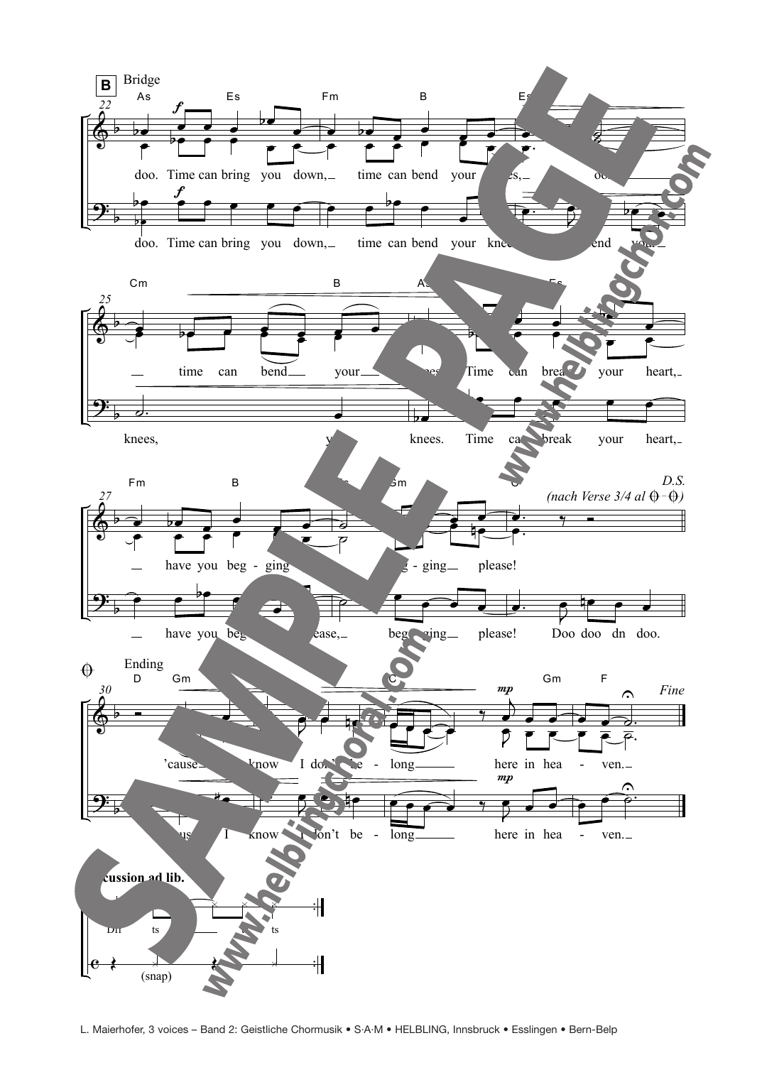**B** Bridge

As Es Fm B Es

doo. Time can bring you down, time can bend your knees, ooh

doo. Time can bring you down, time can bend your knees, bend your

Cm B As Es

time can bend your knees. Time can break your heart,

knees, your knees. Time can break your heart,

Fm B Gm C

*D.S.* *(nach Verse 3/4 al ⊕ – ⊕)*

have you beg - ging please, beg - ging please!

have you beg - ging please, beg - ging please! Doo doo dn doo.

⊕ Ending

D Gm C Gm F

*Fine*

'cause I know I don't be - long here in hea - ven.

'cause I know I don't be - long here in hea - ven.

**Percussion ad lib.**

Dn ts ts

(snap)

SAMPLE PAGE

www.helblingchoral.com